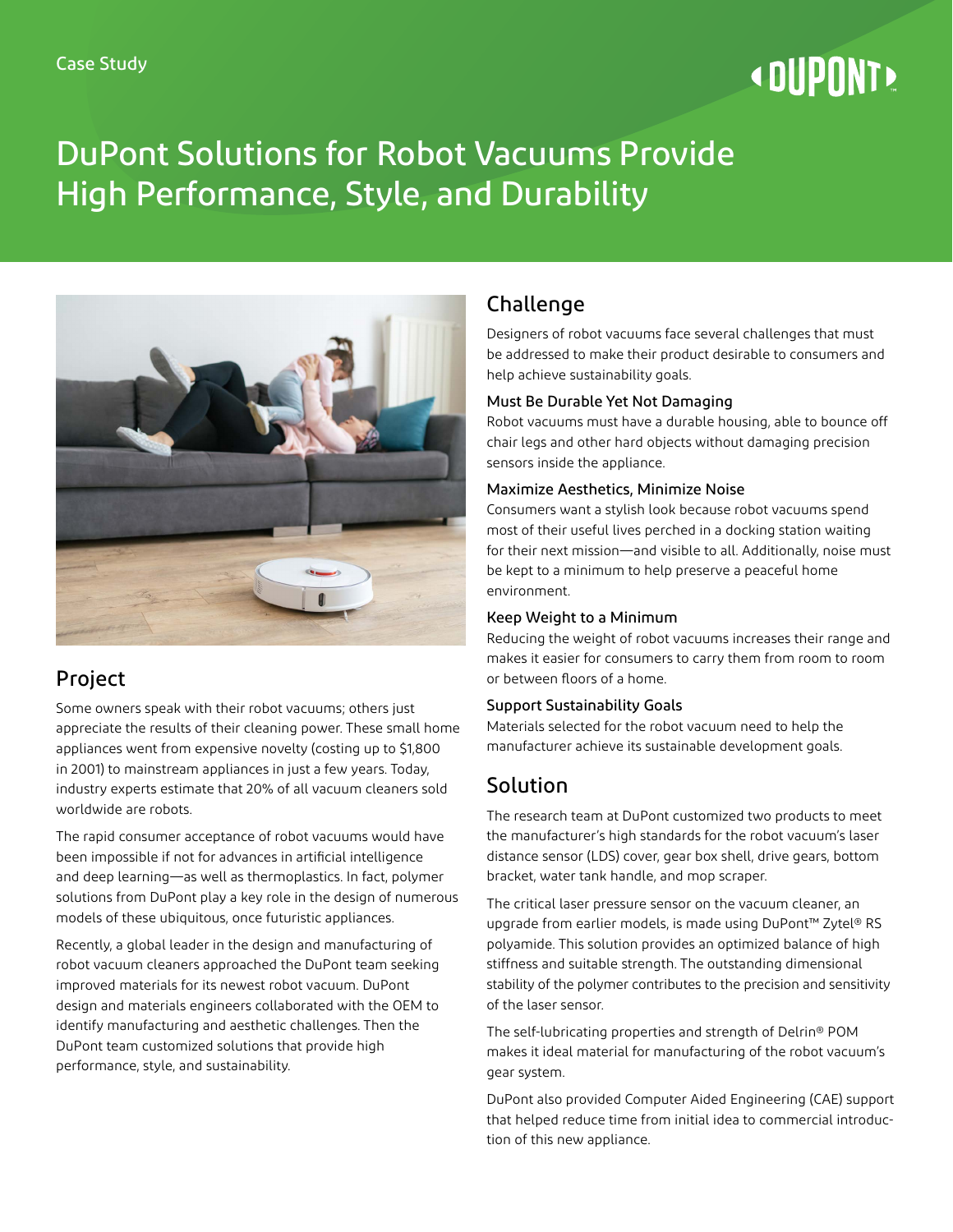Case Study

# DuPont Solutions for Robot Vacuums Provide High Performance, Style, and Durability

## Project

Some owners speak with their robot vacuums; others just appreciate the results of their cleaning power. These small home appliances went from expensive novelty (costing up to $1,800 in 2001) to mainstream appliances in just a few years. Today, industry experts estimate that 20% of all vacuum cleaners sold worldwide are robots.

The rapid consumer acceptance of robot vacuums would have been impossible if not for advances in artificial intelligence and deep learning—as well as thermoplastics. In fact, polymer solutions from DuPont play a key role in the design of numerous models of these ubiquitous, once futuristic appliances.

Recently, a global leader in the design and manufacturing of robot vacuum cleaners approached the DuPont team seeking improved materials for its newest robot vacuum. DuPont design and materials engineers collaborated with the OEM to identify manufacturing and aesthetic challenges. Then the DuPont team customized solutions that provide high performance, style, and sustainability.

## Challenge

Designers of robot vacuums face several challenges that must be addressed to make their product desirable to consumers and help achieve sustainability goals.

### Must Be Durable Yet Not Damaging

Robot vacuums must have a durable housing, able to bounce off chair legs and other hard objects without damaging precision sensors inside the appliance.

### Maximize Aesthetics, Minimize Noise

Consumers want a stylish look because robot vacuums spend most of their useful lives perched in a docking station waiting for their next mission—and visible to all. Additionally, noise must be kept to a minimum to help preserve a peaceful home environment.

### Keep Weight to a Minimum

Reducing the weight of robot vacuums increases their range and makes it easier for consumers to carry them from room to room or between floors of a home.

### Support Sustainability Goals

Materials selected for the robot vacuum need to help the manufacturer achieve its sustainable development goals.

## Solution

The research team at DuPont customized two products to meet the manufacturer's high standards for the robot vacuum's laser distance sensor (LDS) cover, gear box shell, drive gears, bottom bracket, water tank handle, and mop scraper.

The critical laser pressure sensor on the vacuum cleaner, an upgrade from earlier models, is made using DuPont™ Zytel® RS polyamide. This solution provides an optimized balance of high stiffness and suitable strength. The outstanding dimensional stability of the polymer contributes to the precision and sensitivity of the laser sensor.

The self-lubricating properties and strength of Delrin® POM makes it ideal material for manufacturing of the robot vacuum's gear system.

DuPont also provided Computer Aided Engineering (CAE) support that helped reduce time from initial idea to commercial introduction of this new appliance.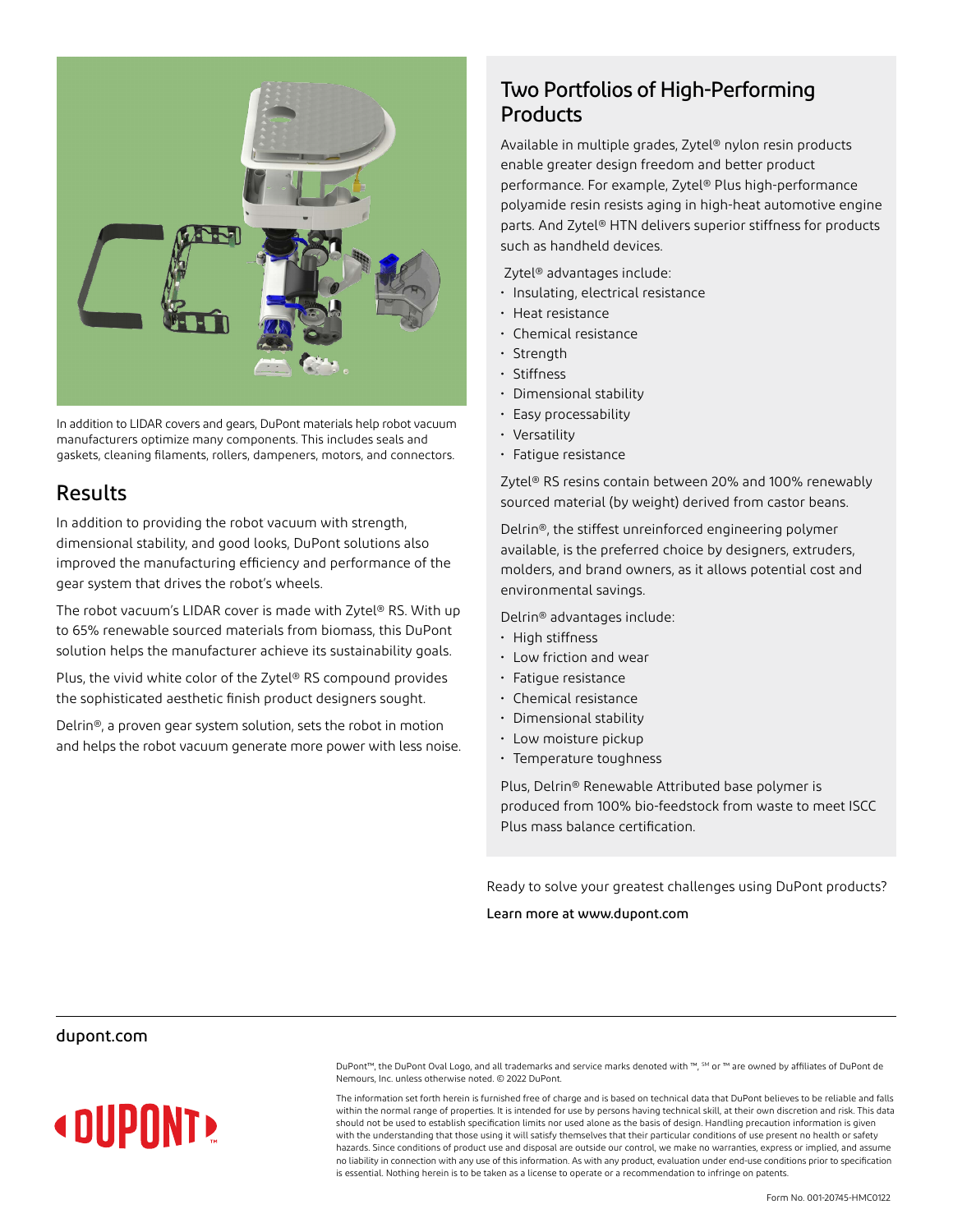In addition to LIDAR covers and gears, DuPont materials help robot vacuum manufacturers optimize many components. This includes seals and gaskets, cleaning filaments, rollers, dampeners, motors, and connectors.

## Results

In addition to providing the robot vacuum with strength, dimensional stability, and good looks, DuPont solutions also improved the manufacturing efficiency and performance of the gear system that drives the robot's wheels.

The robot vacuum's LIDAR cover is made with Zytel® RS. With up to 65% renewable sourced materials from biomass, this DuPont solution helps the manufacturer achieve its sustainability goals.

Plus, the vivid white color of the Zytel® RS compound provides the sophisticated aesthetic finish product designers sought.

Delrin®, a proven gear system solution, sets the robot in motion and helps the robot vacuum generate more power with less noise.

## Two Portfolios of High-Performing Products

Available in multiple grades, Zytel® nylon resin products enable greater design freedom and better product performance. For example, Zytel® Plus high-performance polyamide resin resists aging in high-heat automotive engine parts. And Zytel® HTN delivers superior stiffness for products such as handheld devices.

Zytel® advantages include:

- Insulating, electrical resistance
- Heat resistance
- Chemical resistance
- Strength
- Stiffness
- Dimensional stability
- Easy processability
- Versatility
- Fatigue resistance

Zytel® RS resins contain between 20% and 100% renewably sourced material (by weight) derived from castor beans.

Delrin®, the stiffest unreinforced engineering polymer available, is the preferred choice by designers, extruders, molders, and brand owners, as it allows potential cost and environmental savings.

Delrin® advantages include:

- High stiffness
- Low friction and wear
- Fatigue resistance
- Chemical resistance
- Dimensional stability
- Low moisture pickup
- Temperature toughness

Plus, Delrin® Renewable Attributed base polymer is produced from 100% bio-feedstock from waste to meet ISCC Plus mass balance certification.

Ready to solve your greatest challenges using DuPont products?

Learn more at www.dupont.com

dupont.com

DuPont™, the DuPont Oval Logo, and all trademarks and service marks denoted with ™, ℠ or ™ are owned by affiliates of DuPont de Nemours, Inc. unless otherwise noted. © 2022 DuPont.

The information set forth herein is furnished free of charge and is based on technical data that DuPont believes to be reliable and falls within the normal range of properties. It is intended for use by persons having technical skill, at their own discretion and risk. This data should not be used to establish specification limits nor used alone as the basis of design. Handling precaution information is given with the understanding that those using it will satisfy themselves that their particular conditions of use present no health or safety hazards. Since conditions of product use and disposal are outside our control, we make no warranties, express or implied, and assume no liability in connection with any use of this information. As with any product, evaluation under end-use conditions prior to specification is essential. Nothing herein is to be taken as a license to operate or a recommendation to infringe on patents.

Form No. 001-20745-HMC0122